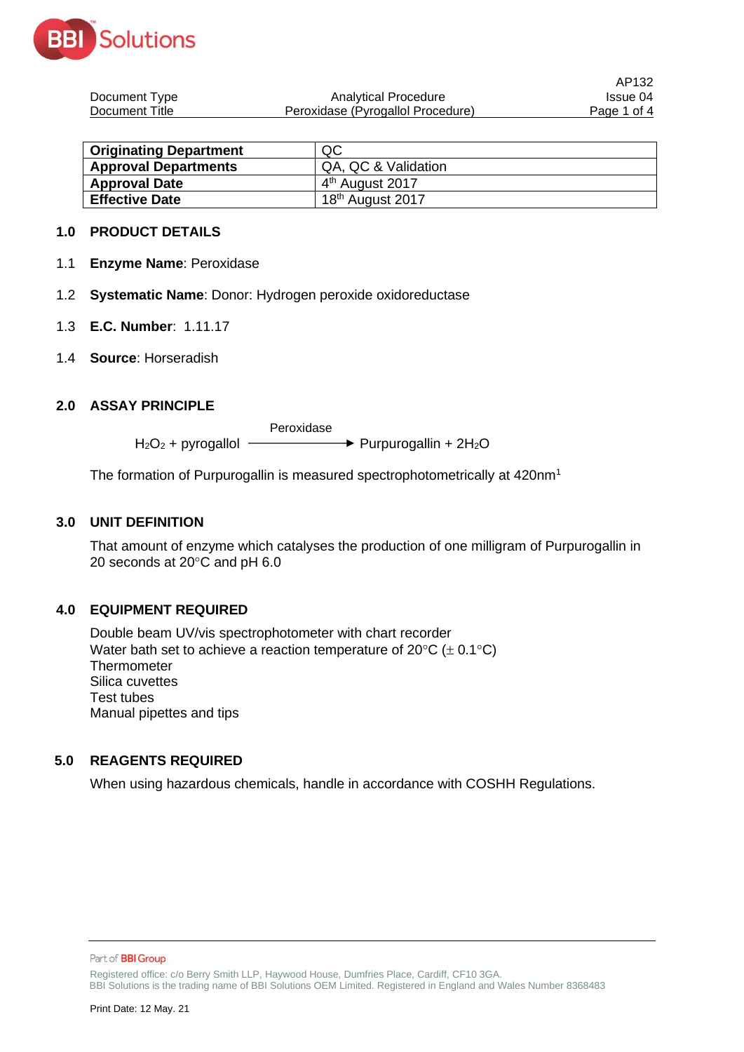| Document Type | Analytical Procedure | AP132 Issue 04 |
|---|---|---|
| Document Title | Peroxidase (Pyrogallol Procedure) | |

| **Originating Department** | QC |
|---|---|
| **Approval Departments** | QA, QC & Validation |
| **Approval Date** | 4th August 2017 |
| **Effective Date** | 18th August 2017 |

## 1.0 PRODUCT DETAILS

1.1 **Enzyme Name**: Peroxidase

1.2 **Systematic Name**: Donor: Hydrogen peroxide oxidoreductase

1.3 **E.C. Number**: 1.11.17

1.4 **Source**: Horseradish

## 2.0 ASSAY PRINCIPLE

$$H_2O_2 + \text{pyrogallol} \xrightarrow{\text{Peroxidase}} \text{Purpurogallin} + 2H_2O$$

The formation of Purpurogallin is measured spectrophotometrically at 420nm[1]

## 3.0 UNIT DEFINITION

That amount of enzyme which catalyses the production of one milligram of Purpurogallin in 20 seconds at 20°C and pH 6.0

## 4.0 EQUIPMENT REQUIRED

Double beam UV/vis spectrophotometer with chart recorder
Water bath set to achieve a reaction temperature of 20°C (± 0.1°C)
Thermometer
Silica cuvettes
Test tubes
Manual pipettes and tips

## 5.0 REAGENTS REQUIRED

When using hazardous chemicals, handle in accordance with COSHH Regulations.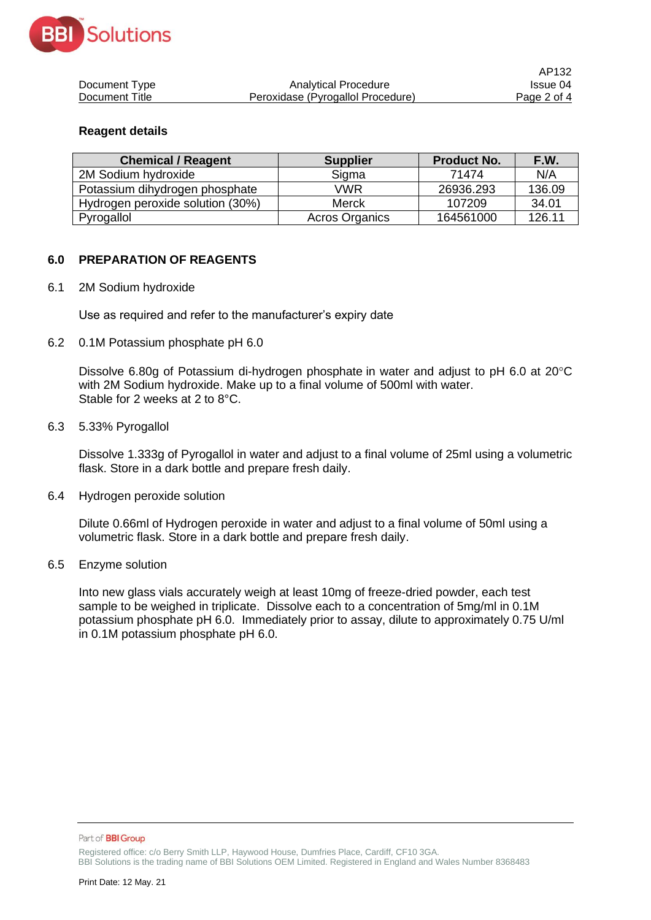**Reagent details**

| Chemical / Reagent | Supplier | Product No. | F.W. |
|---|---|---|---|
| 2M Sodium hydroxide | Sigma | 71474 | N/A |
| Potassium dihydrogen phosphate | VWR | 26936.293 | 136.09 |
| Hydrogen peroxide solution (30%) | Merck | 107209 | 34.01 |
| Pyrogallol | Acros Organics | 164561000 | 126.11 |

## 6.0 PREPARATION OF REAGENTS

6.1 2M Sodium hydroxide

Use as required and refer to the manufacturer's expiry date

6.2 0.1M Potassium phosphate pH 6.0

Dissolve 6.80g of Potassium di-hydrogen phosphate in water and adjust to pH 6.0 at 20°C with 2M Sodium hydroxide. Make up to a final volume of 500ml with water.
Stable for 2 weeks at 2 to 8°C.

6.3 5.33% Pyrogallol

Dissolve 1.333g of Pyrogallol in water and adjust to a final volume of 25ml using a volumetric flask. Store in a dark bottle and prepare fresh daily.

6.4 Hydrogen peroxide solution

Dilute 0.66ml of Hydrogen peroxide in water and adjust to a final volume of 50ml using a volumetric flask. Store in a dark bottle and prepare fresh daily.

6.5 Enzyme solution

Into new glass vials accurately weigh at least 10mg of freeze-dried powder, each test sample to be weighed in triplicate. Dissolve each to a concentration of 5mg/ml in 0.1M potassium phosphate pH 6.0. Immediately prior to assay, dilute to approximately 0.75 U/ml in 0.1M potassium phosphate pH 6.0.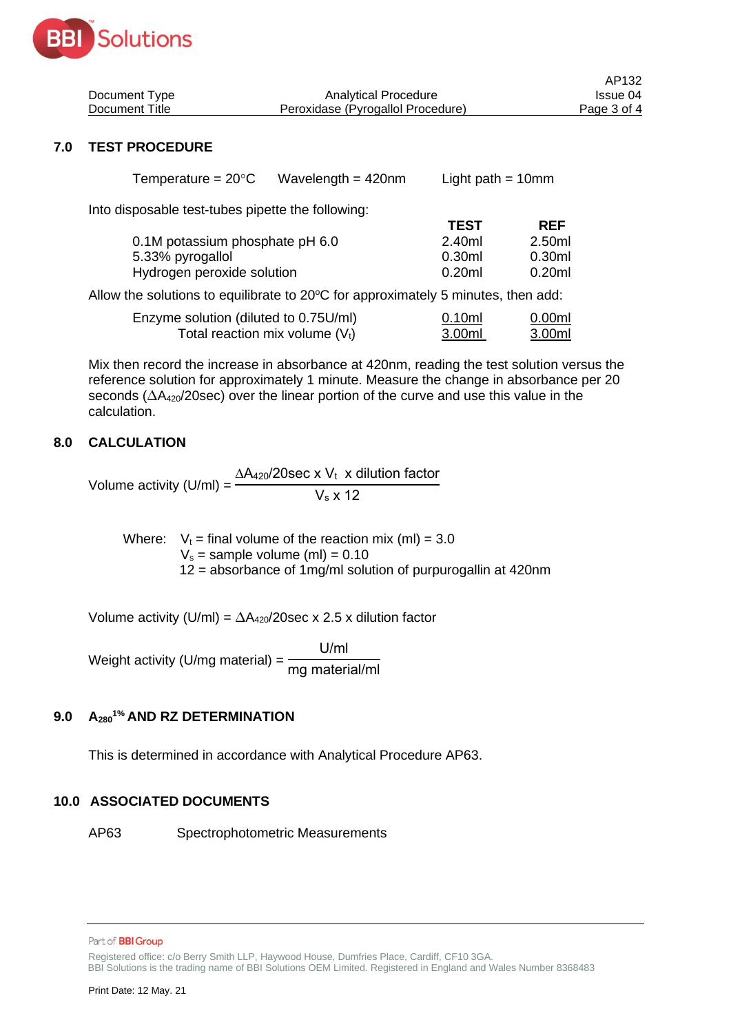## 7.0 TEST PROCEDURE

Temperature = 20°C    Wavelength = 420nm    Light path = 10mm

Into disposable test-tubes pipette the following:

| | TEST | REF |
|---|---|---|
| 0.1M potassium phosphate pH 6.0 | 2.40ml | 2.50ml |
| 5.33% pyrogallol | 0.30ml | 0.30ml |
| Hydrogen peroxide solution | 0.20ml | 0.20ml |

Allow the solutions to equilibrate to 20ºC for approximately 5 minutes, then add:

| | TEST | REF |
|---|---|---|
| Enzyme solution (diluted to 0.75U/ml) | 0.10ml | 0.00ml |
| Total reaction mix volume ($V_t$) | 3.00ml | 3.00ml |

Mix then record the increase in absorbance at 420nm, reading the test solution versus the reference solution for approximately 1 minute. Measure the change in absorbance per 20 seconds ($\Delta A_{420}$/20sec) over the linear portion of the curve and use this value in the calculation.

## 8.0 CALCULATION

$$\text{Volume activity (U/ml)} = \frac{\Delta A_{420}/20\text{sec} \times V_t \times \text{dilution factor}}{V_s \times 12}$$

Where: $V_t$ = final volume of the reaction mix (ml) = 3.0
$V_s$ = sample volume (ml) = 0.10
12 = absorbance of 1mg/ml solution of purpurogallin at 420nm

$$\text{Volume activity (U/ml)} = \Delta A_{420}/20\text{sec} \times 2.5 \times \text{dilution factor}$$

$$\text{Weight activity (U/mg material)} = \frac{\text{U/ml}}{\text{mg material/ml}}$$

## 9.0 $A_{280}^{1\%}$ AND RZ DETERMINATION

This is determined in accordance with Analytical Procedure AP63.

## 10.0 ASSOCIATED DOCUMENTS

AP63    Spectrophotometric Measurements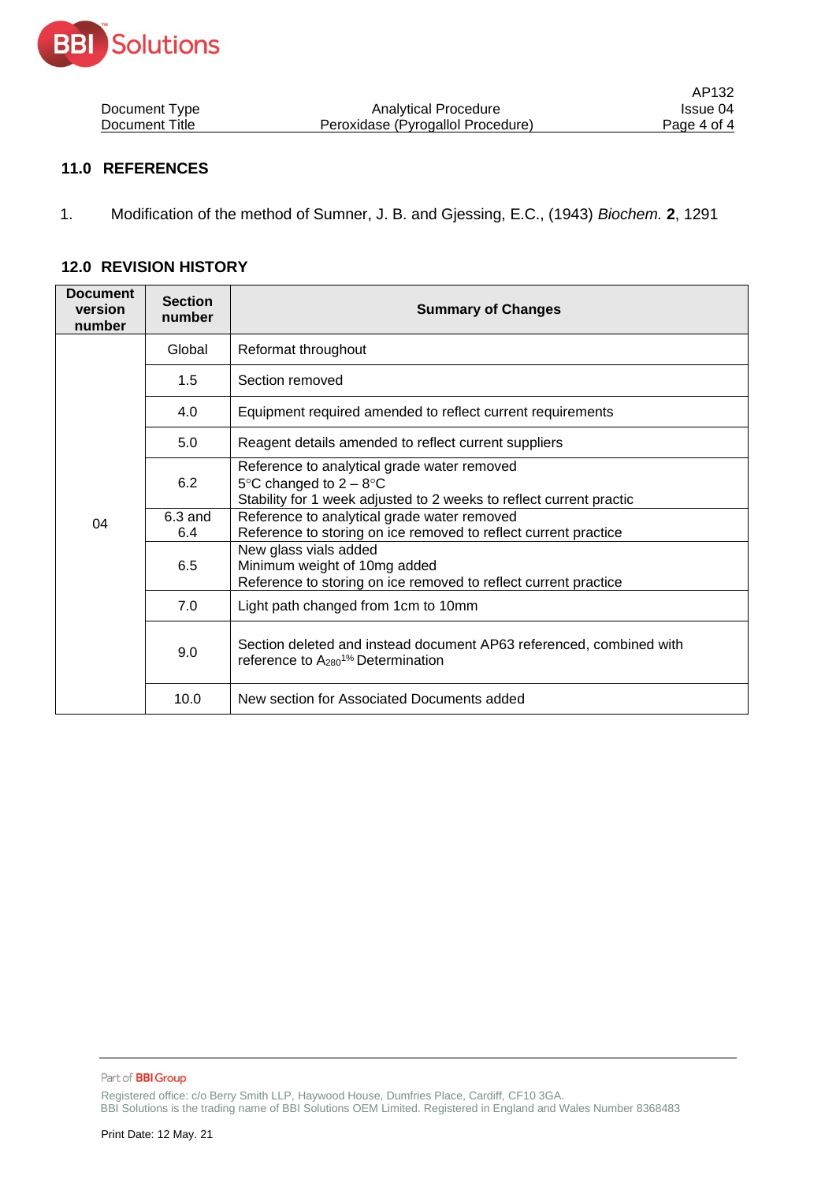## 11.0 REFERENCES

1. Modification of the method of Sumner, J. B. and Gjessing, E.C., (1943) *Biochem.* **2**, 1291

## 12.0 REVISION HISTORY

| Document version number | Section number | Summary of Changes |
|---|---|---|
| 04 | Global | Reformat throughout |
| | 1.5 | Section removed |
| | 4.0 | Equipment required amended to reflect current requirements |
| | 5.0 | Reagent details amended to reflect current suppliers |
| | 6.2 | Reference to analytical grade water removed<br>5°C changed to 2 – 8°C<br>Stability for 1 week adjusted to 2 weeks to reflect current practic |
| | 6.3 and 6.4 | Reference to analytical grade water removed<br>Reference to storing on ice removed to reflect current practice |
| | 6.5 | New glass vials added<br>Minimum weight of 10mg added<br>Reference to storing on ice removed to reflect current practice |
| | 7.0 | Light path changed from 1cm to 10mm |
| | 9.0 | Section deleted and instead document AP63 referenced, combined with reference to $A_{280}^{1\%}$ Determination |
| | 10.0 | New section for Associated Documents added |

Part of BBI Group

Registered office: c/o Berry Smith LLP, Haywood House, Dumfries Place, Cardiff, CF10 3GA.
BBI Solutions is the trading name of BBI Solutions OEM Limited. Registered in England and Wales Number 8368483

Print Date: 12 May. 21